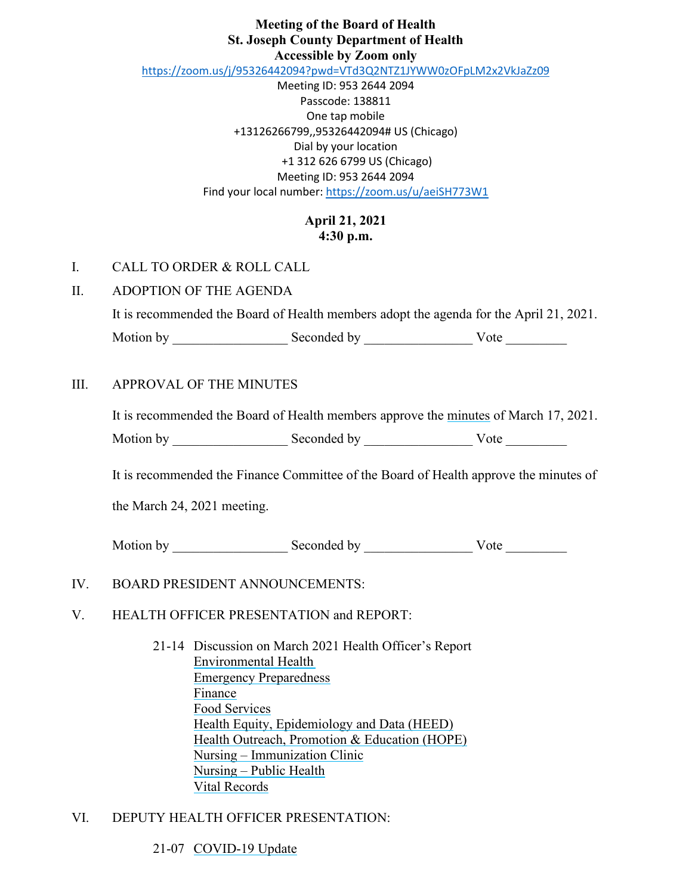**Meeting of the Board of Health**
**St. Joseph County Department of Health**
**Accessible by Zoom only**

https://zoom.us/j/95326442094?pwd=VTd3Q2NTZ1JYWW0zOFpLM2x2VkJaZz09

Meeting ID: 953 2644 2094
Passcode: 138811
One tap mobile
+13126266799,,95326442094# US (Chicago)
Dial by your location
+1 312 626 6799 US (Chicago)
Meeting ID: 953 2644 2094
Find your local number: https://zoom.us/u/aeiSH773W1

**April 21, 2021**
**4:30 p.m.**

I. CALL TO ORDER & ROLL CALL

II. ADOPTION OF THE AGENDA

It is recommended the Board of Health members adopt the agenda for the April 21, 2021.

Motion by ________________ Seconded by _______________ Vote ________

III. APPROVAL OF THE MINUTES

It is recommended the Board of Health members approve the minutes of March 17, 2021.

Motion by ________________ Seconded by _______________ Vote ________

It is recommended the Finance Committee of the Board of Health approve the minutes of the March 24, 2021 meeting.

Motion by ________________ Seconded by _______________ Vote ________

IV. BOARD PRESIDENT ANNOUNCEMENTS:

V. HEALTH OFFICER PRESENTATION and REPORT:

21-14 Discussion on March 2021 Health Officer's Report
- Environmental Health
- Emergency Preparedness
- Finance
- Food Services
- Health Equity, Epidemiology and Data (HEED)
- Health Outreach, Promotion & Education (HOPE)
- Nursing – Immunization Clinic
- Nursing – Public Health
- Vital Records

VI. DEPUTY HEALTH OFFICER PRESENTATION:

21-07 COVID-19 Update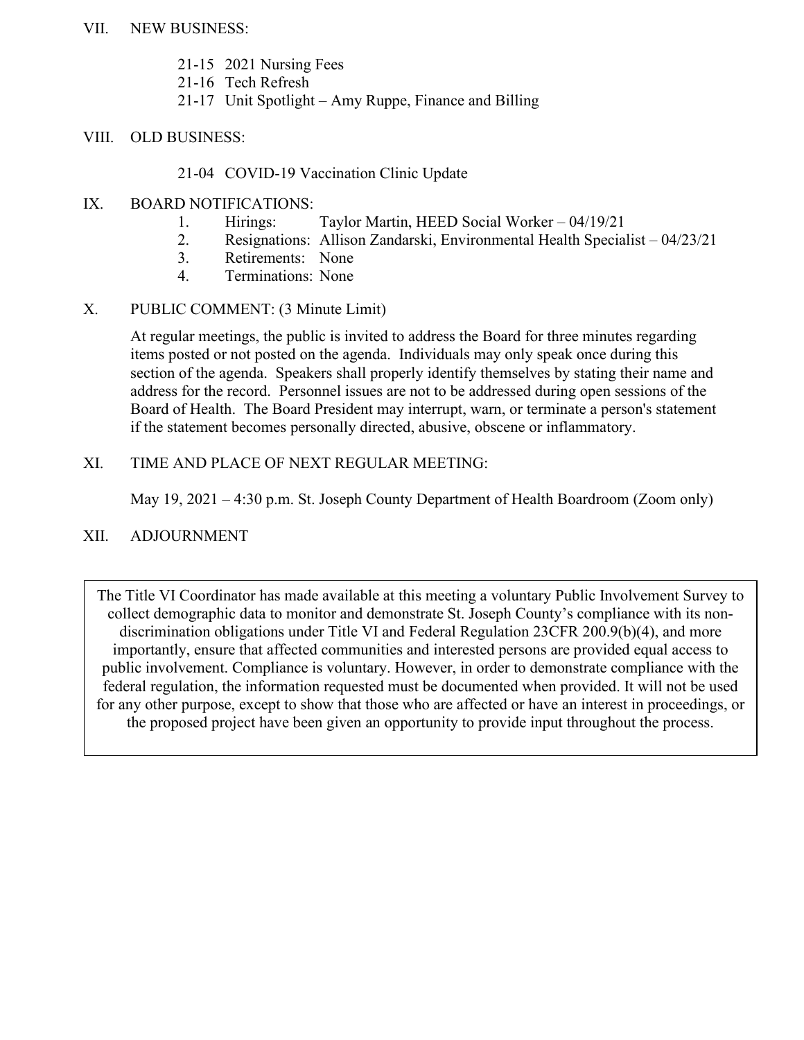## VII. NEW BUSINESS:

- 21-15 2021 Nursing Fees
- 21-16 Tech Refresh
- 21-17 Unit Spotlight – Amy Ruppe, Finance and Billing

## VIII. OLD BUSINESS:

- 21-04 COVID-19 Vaccination Clinic Update

## IX. BOARD NOTIFICATIONS:

1. Hirings: Taylor Martin, HEED Social Worker – 04/19/21
2. Resignations: Allison Zandarski, Environmental Health Specialist – 04/23/21
3. Retirements: None
4. Terminations: None

## X. PUBLIC COMMENT: (3 Minute Limit)

At regular meetings, the public is invited to address the Board for three minutes regarding items posted or not posted on the agenda. Individuals may only speak once during this section of the agenda. Speakers shall properly identify themselves by stating their name and address for the record. Personnel issues are not to be addressed during open sessions of the Board of Health. The Board President may interrupt, warn, or terminate a person's statement if the statement becomes personally directed, abusive, obscene or inflammatory.

## XI. TIME AND PLACE OF NEXT REGULAR MEETING:

May 19, 2021 – 4:30 p.m. St. Joseph County Department of Health Boardroom (Zoom only)

## XII. ADJOURNMENT

The Title VI Coordinator has made available at this meeting a voluntary Public Involvement Survey to collect demographic data to monitor and demonstrate St. Joseph County's compliance with its non-discrimination obligations under Title VI and Federal Regulation 23CFR 200.9(b)(4), and more importantly, ensure that affected communities and interested persons are provided equal access to public involvement. Compliance is voluntary. However, in order to demonstrate compliance with the federal regulation, the information requested must be documented when provided. It will not be used for any other purpose, except to show that those who are affected or have an interest in proceedings, or the proposed project have been given an opportunity to provide input throughout the process.